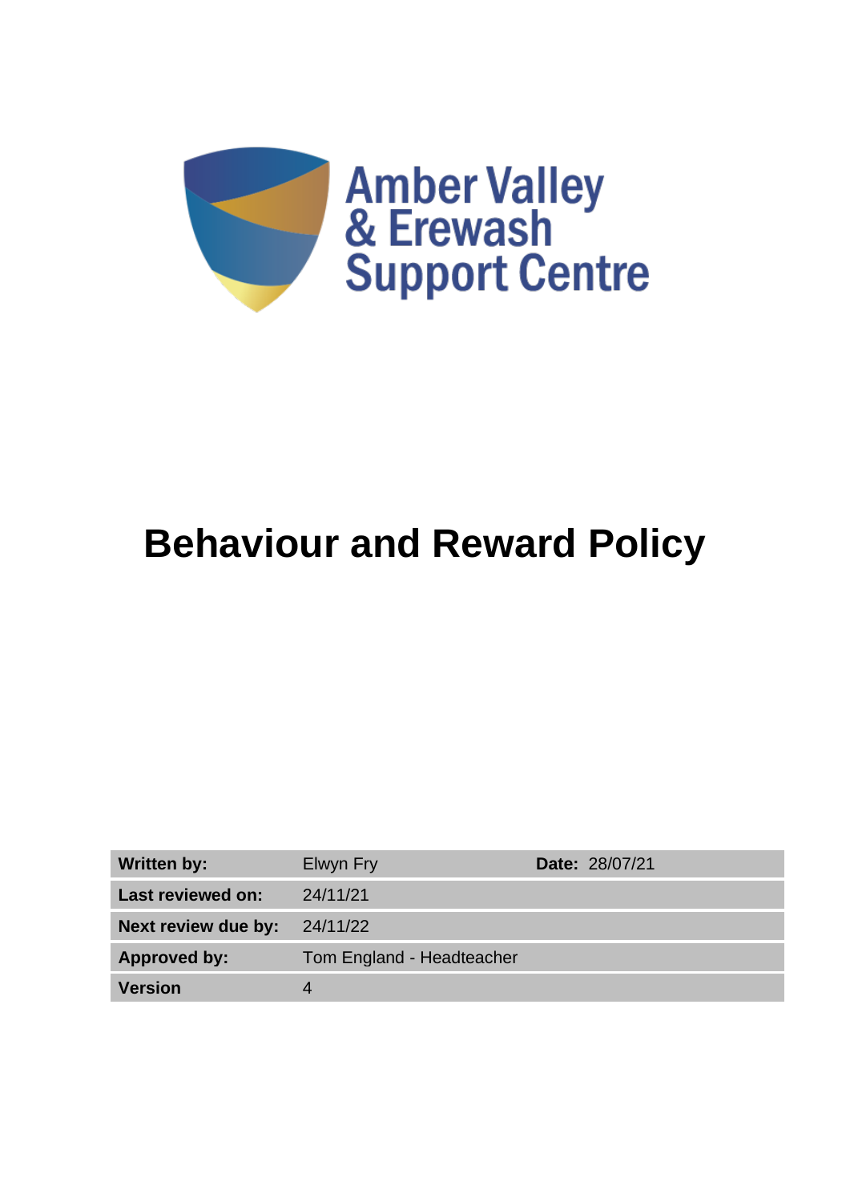Amber Valley & Erewash Support Centre

# Behaviour and Reward Policy

| Written by: | Elwyn Fry | Date: 28/07/21 |
|---|---|---|
| Last reviewed on: | 24/11/21 | |
| Next review due by: | 24/11/22 | |
| Approved by: | Tom England - Headteacher | |
| Version | 4 | |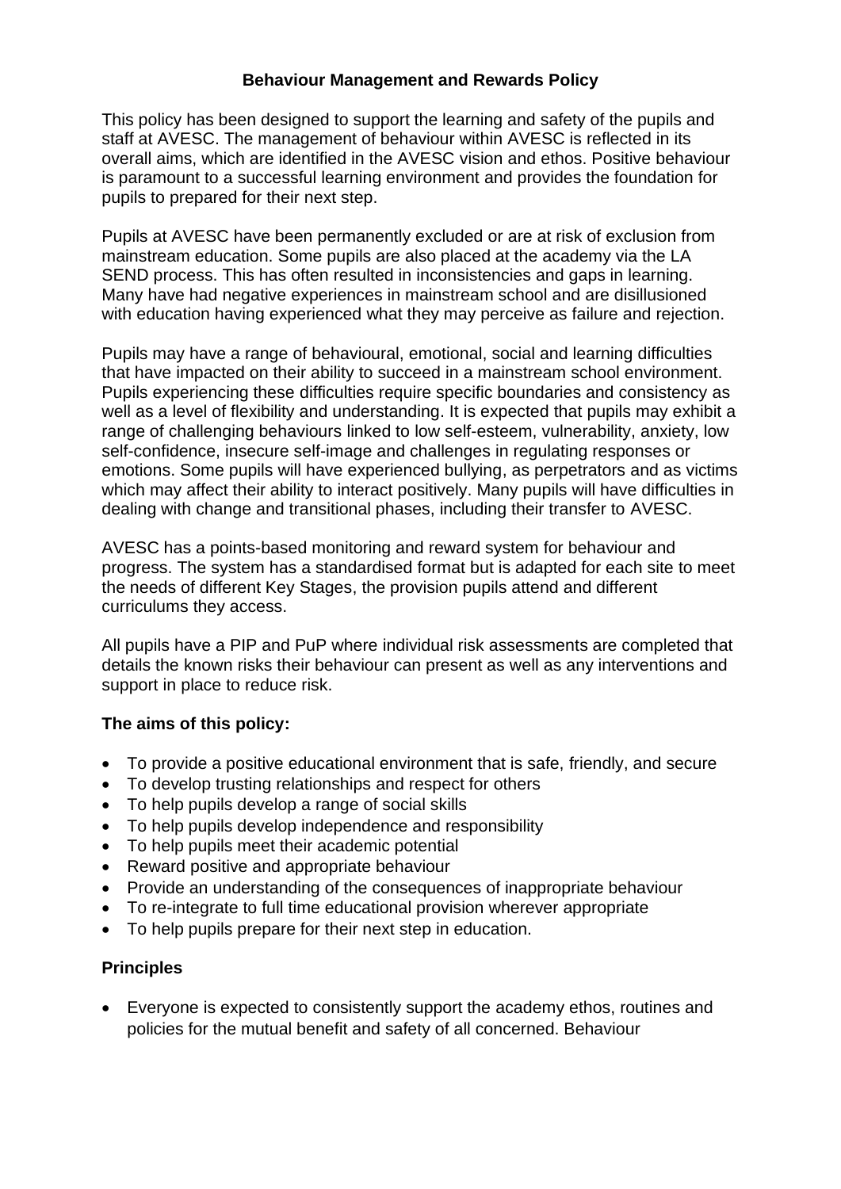# Behaviour Management and Rewards Policy

This policy has been designed to support the learning and safety of the pupils and staff at AVESC. The management of behaviour within AVESC is reflected in its overall aims, which are identified in the AVESC vision and ethos. Positive behaviour is paramount to a successful learning environment and provides the foundation for pupils to prepared for their next step.

Pupils at AVESC have been permanently excluded or are at risk of exclusion from mainstream education. Some pupils are also placed at the academy via the LA SEND process. This has often resulted in inconsistencies and gaps in learning. Many have had negative experiences in mainstream school and are disillusioned with education having experienced what they may perceive as failure and rejection.

Pupils may have a range of behavioural, emotional, social and learning difficulties that have impacted on their ability to succeed in a mainstream school environment. Pupils experiencing these difficulties require specific boundaries and consistency as well as a level of flexibility and understanding. It is expected that pupils may exhibit a range of challenging behaviours linked to low self-esteem, vulnerability, anxiety, low self-confidence, insecure self-image and challenges in regulating responses or emotions. Some pupils will have experienced bullying, as perpetrators and as victims which may affect their ability to interact positively. Many pupils will have difficulties in dealing with change and transitional phases, including their transfer to AVESC.

AVESC has a points-based monitoring and reward system for behaviour and progress. The system has a standardised format but is adapted for each site to meet the needs of different Key Stages, the provision pupils attend and different curriculums they access.

All pupils have a PIP and PuP where individual risk assessments are completed that details the known risks their behaviour can present as well as any interventions and support in place to reduce risk.

**The aims of this policy:**

- To provide a positive educational environment that is safe, friendly, and secure
- To develop trusting relationships and respect for others
- To help pupils develop a range of social skills
- To help pupils develop independence and responsibility
- To help pupils meet their academic potential
- Reward positive and appropriate behaviour
- Provide an understanding of the consequences of inappropriate behaviour
- To re-integrate to full time educational provision wherever appropriate
- To help pupils prepare for their next step in education.

**Principles**

- Everyone is expected to consistently support the academy ethos, routines and policies for the mutual benefit and safety of all concerned. Behaviour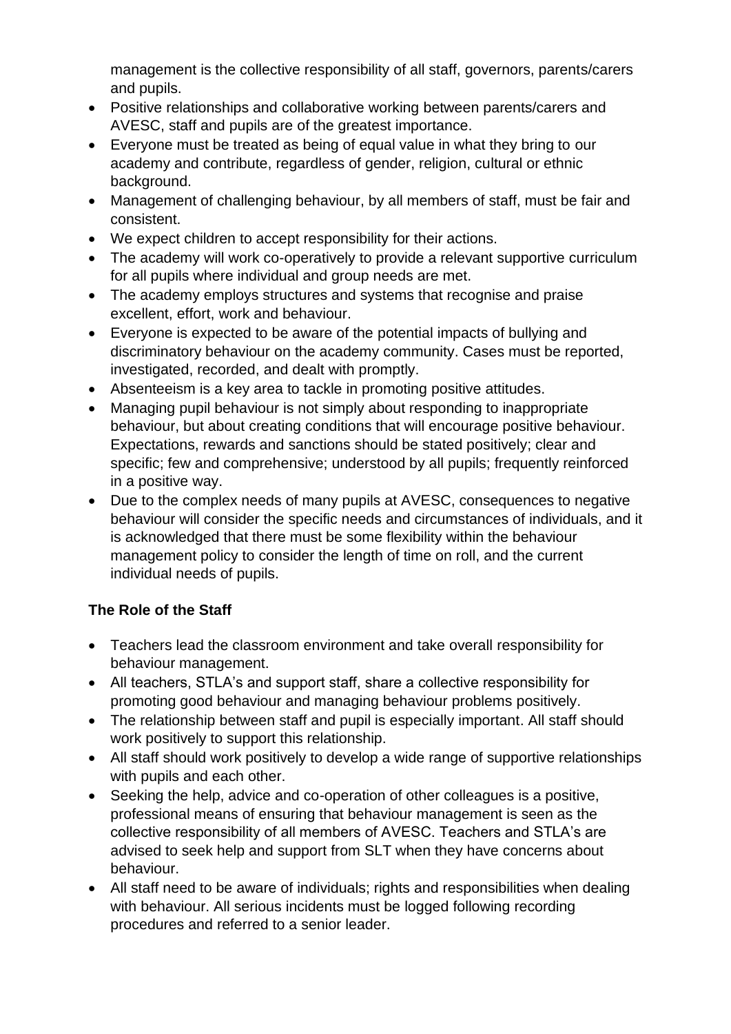management is the collective responsibility of all staff, governors, parents/carers and pupils.

- Positive relationships and collaborative working between parents/carers and AVESC, staff and pupils are of the greatest importance.
- Everyone must be treated as being of equal value in what they bring to our academy and contribute, regardless of gender, religion, cultural or ethnic background.
- Management of challenging behaviour, by all members of staff, must be fair and consistent.
- We expect children to accept responsibility for their actions.
- The academy will work co-operatively to provide a relevant supportive curriculum for all pupils where individual and group needs are met.
- The academy employs structures and systems that recognise and praise excellent, effort, work and behaviour.
- Everyone is expected to be aware of the potential impacts of bullying and discriminatory behaviour on the academy community. Cases must be reported, investigated, recorded, and dealt with promptly.
- Absenteeism is a key area to tackle in promoting positive attitudes.
- Managing pupil behaviour is not simply about responding to inappropriate behaviour, but about creating conditions that will encourage positive behaviour. Expectations, rewards and sanctions should be stated positively; clear and specific; few and comprehensive; understood by all pupils; frequently reinforced in a positive way.
- Due to the complex needs of many pupils at AVESC, consequences to negative behaviour will consider the specific needs and circumstances of individuals, and it is acknowledged that there must be some flexibility within the behaviour management policy to consider the length of time on roll, and the current individual needs of pupils.

**The Role of the Staff**

- Teachers lead the classroom environment and take overall responsibility for behaviour management.
- All teachers, STLA's and support staff, share a collective responsibility for promoting good behaviour and managing behaviour problems positively.
- The relationship between staff and pupil is especially important. All staff should work positively to support this relationship.
- All staff should work positively to develop a wide range of supportive relationships with pupils and each other.
- Seeking the help, advice and co-operation of other colleagues is a positive, professional means of ensuring that behaviour management is seen as the collective responsibility of all members of AVESC. Teachers and STLA's are advised to seek help and support from SLT when they have concerns about behaviour.
- All staff need to be aware of individuals; rights and responsibilities when dealing with behaviour. All serious incidents must be logged following recording procedures and referred to a senior leader.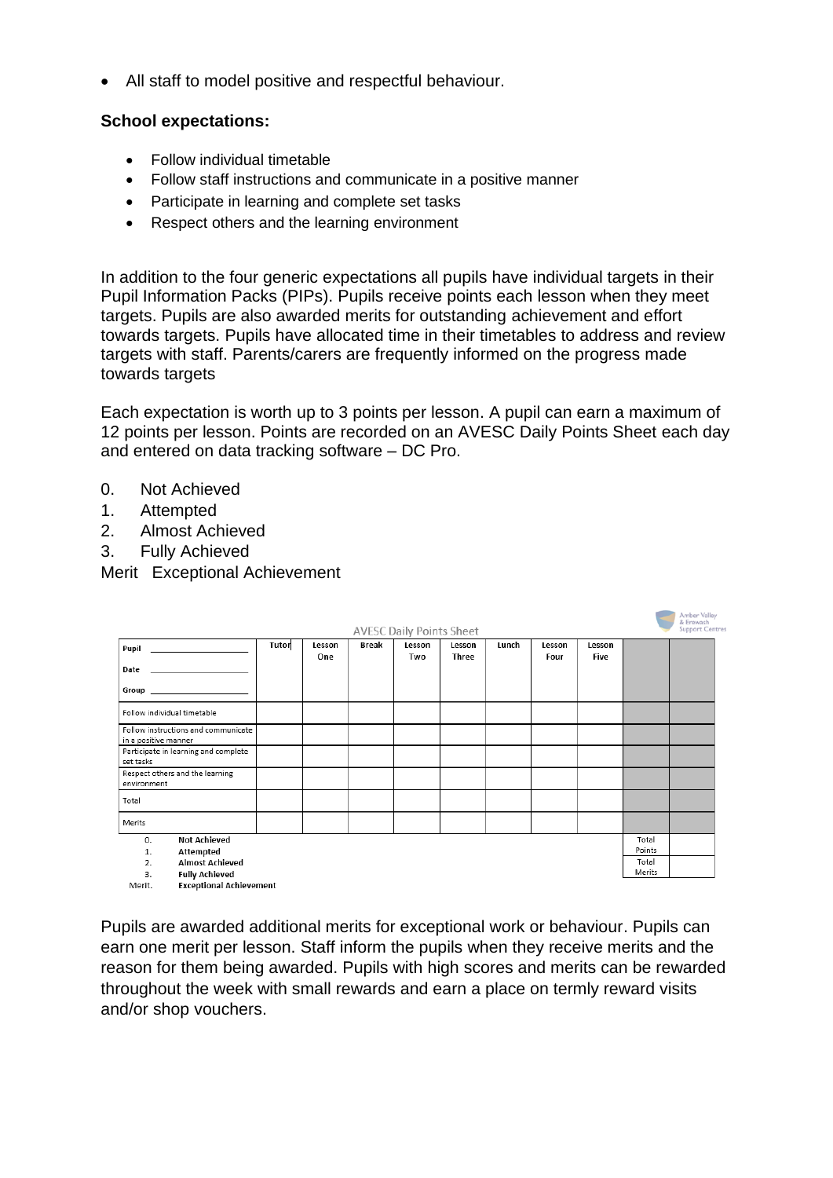- All staff to model positive and respectful behaviour.

**School expectations:**

- Follow individual timetable
- Follow staff instructions and communicate in a positive manner
- Participate in learning and complete set tasks
- Respect others and the learning environment

In addition to the four generic expectations all pupils have individual targets in their Pupil Information Packs (PIPs). Pupils receive points each lesson when they meet targets. Pupils are also awarded merits for outstanding achievement and effort towards targets. Pupils have allocated time in their timetables to address and review targets with staff. Parents/carers are frequently informed on the progress made towards targets

Each expectation is worth up to 3 points per lesson. A pupil can earn a maximum of 12 points per lesson. Points are recorded on an AVESC Daily Points Sheet each day and entered on data tracking software – DC Pro.

0. Not Achieved
1. Attempted
2. Almost Achieved
3. Fully Achieved

Merit Exceptional Achievement

AVESC Daily Points Sheet

Amber Valley & Erewash Support Centres

| Pupil ______ Date ______ Group ______ | Tutor | Lesson One | Break | Lesson Two | Lesson Three | Lunch | Lesson Four | Lesson Five | | |
|---|---|---|---|---|---|---|---|---|---|---|
| Follow individual timetable | | | | | | | | | | |
| Follow instructions and communicate in a positive manner | | | | | | | | | | |
| Participate in learning and complete set tasks | | | | | | | | | | |
| Respect others and the learning environment | | | | | | | | | | |
| Total | | | | | | | | | | |
| Merits | | | | | | | | | | |

0. **Not Achieved**
1. **Attempted**
2. **Almost Achieved**
3. **Fully Achieved**

Merit. **Exceptional Achievement**

| Total Points | |
|---|---|
| Total Merits | |

Pupils are awarded additional merits for exceptional work or behaviour. Pupils can earn one merit per lesson. Staff inform the pupils when they receive merits and the reason for them being awarded. Pupils with high scores and merits can be rewarded throughout the week with small rewards and earn a place on termly reward visits and/or shop vouchers.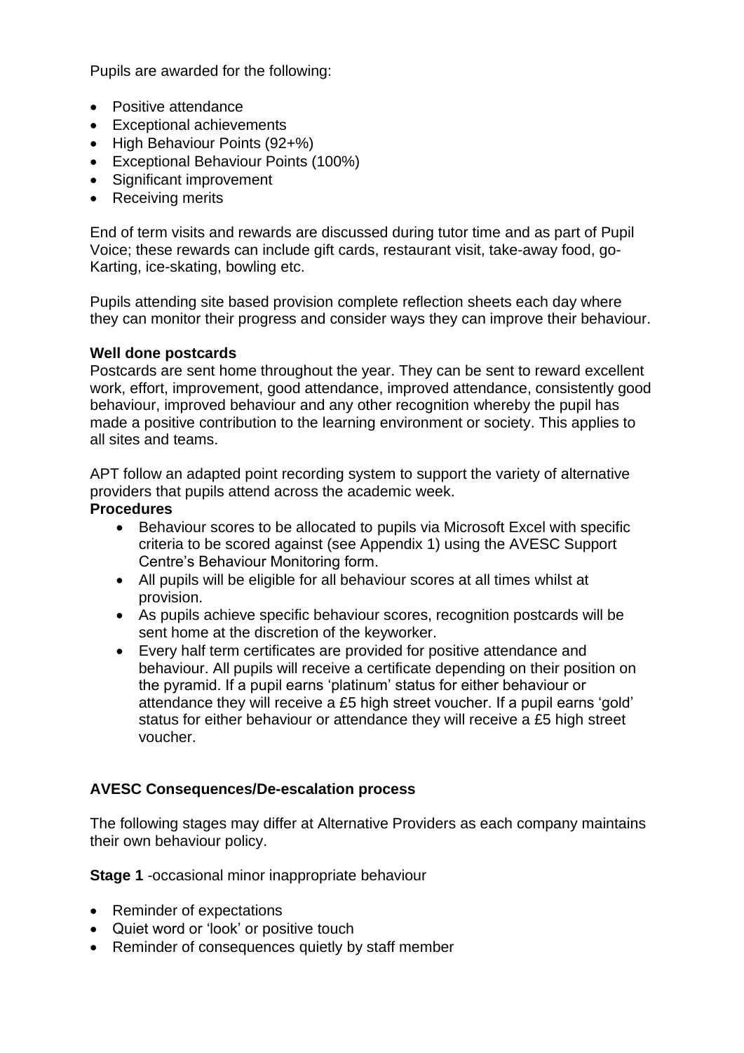Pupils are awarded for the following:

- Positive attendance
- Exceptional achievements
- High Behaviour Points (92+%)
- Exceptional Behaviour Points (100%)
- Significant improvement
- Receiving merits

End of term visits and rewards are discussed during tutor time and as part of Pupil Voice; these rewards can include gift cards, restaurant visit, take-away food, go-Karting, ice-skating, bowling etc.

Pupils attending site based provision complete reflection sheets each day where they can monitor their progress and consider ways they can improve their behaviour.

**Well done postcards**

Postcards are sent home throughout the year. They can be sent to reward excellent work, effort, improvement, good attendance, improved attendance, consistently good behaviour, improved behaviour and any other recognition whereby the pupil has made a positive contribution to the learning environment or society. This applies to all sites and teams.

APT follow an adapted point recording system to support the variety of alternative providers that pupils attend across the academic week.

**Procedures**

- Behaviour scores to be allocated to pupils via Microsoft Excel with specific criteria to be scored against (see Appendix 1) using the AVESC Support Centre's Behaviour Monitoring form.
- All pupils will be eligible for all behaviour scores at all times whilst at provision.
- As pupils achieve specific behaviour scores, recognition postcards will be sent home at the discretion of the keyworker.
- Every half term certificates are provided for positive attendance and behaviour. All pupils will receive a certificate depending on their position on the pyramid. If a pupil earns 'platinum' status for either behaviour or attendance they will receive a £5 high street voucher. If a pupil earns 'gold' status for either behaviour or attendance they will receive a £5 high street voucher.

**AVESC Consequences/De-escalation process**

The following stages may differ at Alternative Providers as each company maintains their own behaviour policy.

**Stage 1** -occasional minor inappropriate behaviour

- Reminder of expectations
- Quiet word or 'look' or positive touch
- Reminder of consequences quietly by staff member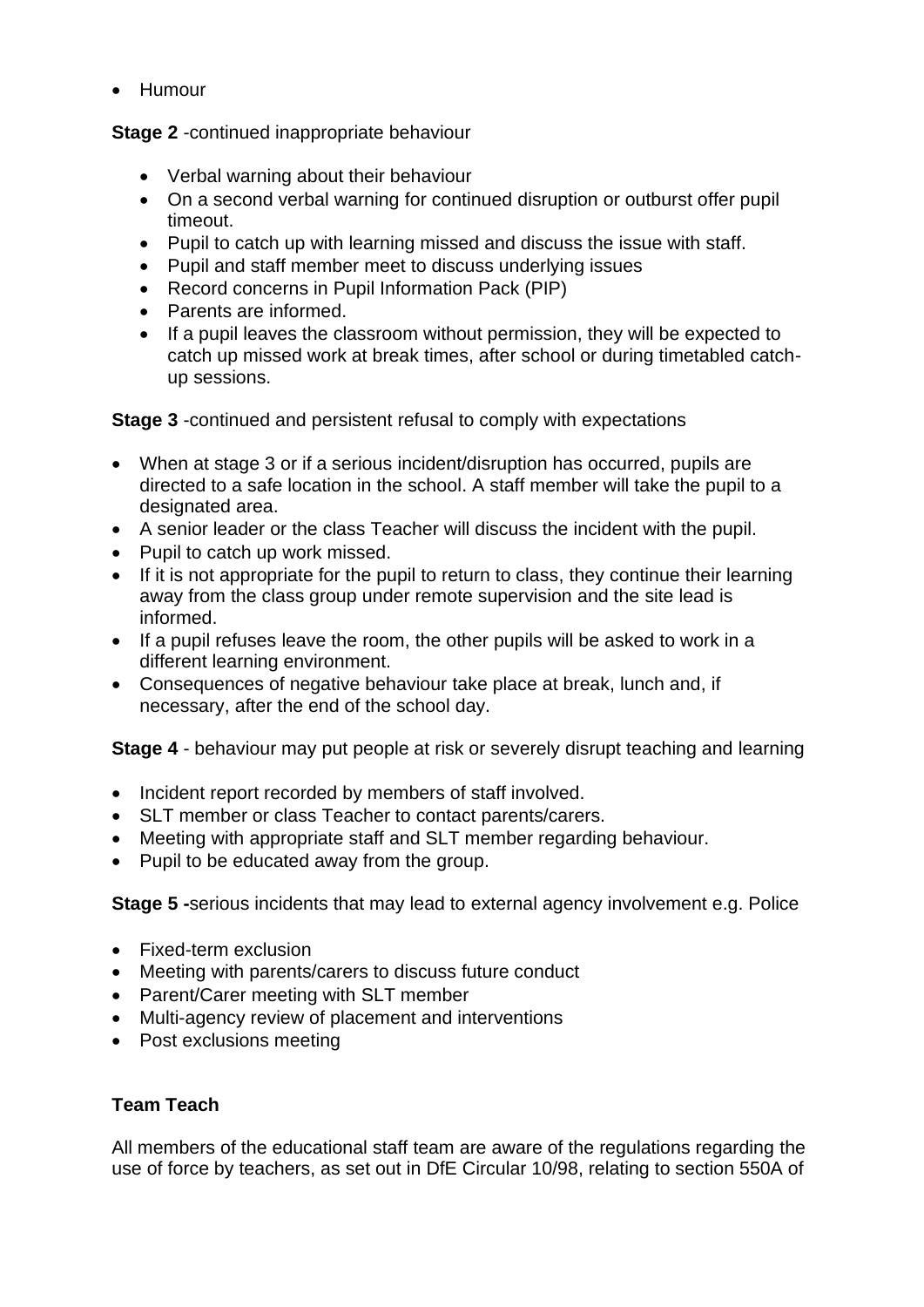- Humour

**Stage 2** -continued inappropriate behaviour

- Verbal warning about their behaviour
- On a second verbal warning for continued disruption or outburst offer pupil timeout.
- Pupil to catch up with learning missed and discuss the issue with staff.
- Pupil and staff member meet to discuss underlying issues
- Record concerns in Pupil Information Pack (PIP)
- Parents are informed.
- If a pupil leaves the classroom without permission, they will be expected to catch up missed work at break times, after school or during timetabled catch-up sessions.

**Stage 3** -continued and persistent refusal to comply with expectations

- When at stage 3 or if a serious incident/disruption has occurred, pupils are directed to a safe location in the school. A staff member will take the pupil to a designated area.
- A senior leader or the class Teacher will discuss the incident with the pupil.
- Pupil to catch up work missed.
- If it is not appropriate for the pupil to return to class, they continue their learning away from the class group under remote supervision and the site lead is informed.
- If a pupil refuses leave the room, the other pupils will be asked to work in a different learning environment.
- Consequences of negative behaviour take place at break, lunch and, if necessary, after the end of the school day.

**Stage 4** - behaviour may put people at risk or severely disrupt teaching and learning

- Incident report recorded by members of staff involved.
- SLT member or class Teacher to contact parents/carers.
- Meeting with appropriate staff and SLT member regarding behaviour.
- Pupil to be educated away from the group.

**Stage 5 -**serious incidents that may lead to external agency involvement e.g. Police

- Fixed-term exclusion
- Meeting with parents/carers to discuss future conduct
- Parent/Carer meeting with SLT member
- Multi-agency review of placement and interventions
- Post exclusions meeting

**Team Teach**

All members of the educational staff team are aware of the regulations regarding the use of force by teachers, as set out in DfE Circular 10/98, relating to section 550A of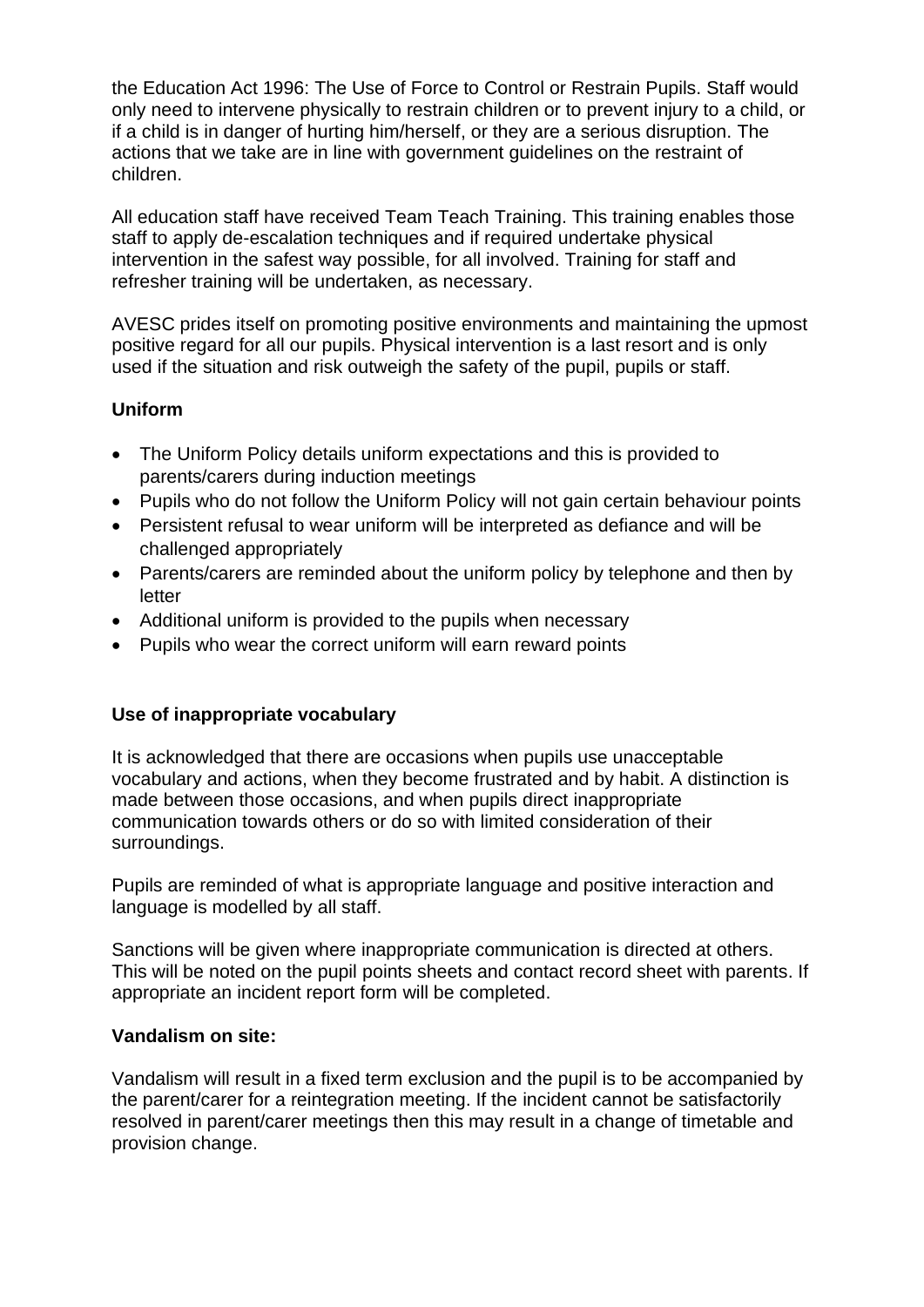the Education Act 1996: The Use of Force to Control or Restrain Pupils. Staff would only need to intervene physically to restrain children or to prevent injury to a child, or if a child is in danger of hurting him/herself, or they are a serious disruption. The actions that we take are in line with government guidelines on the restraint of children.

All education staff have received Team Teach Training. This training enables those staff to apply de-escalation techniques and if required undertake physical intervention in the safest way possible, for all involved. Training for staff and refresher training will be undertaken, as necessary.

AVESC prides itself on promoting positive environments and maintaining the upmost positive regard for all our pupils. Physical intervention is a last resort and is only used if the situation and risk outweigh the safety of the pupil, pupils or staff.

**Uniform**

- The Uniform Policy details uniform expectations and this is provided to parents/carers during induction meetings
- Pupils who do not follow the Uniform Policy will not gain certain behaviour points
- Persistent refusal to wear uniform will be interpreted as defiance and will be challenged appropriately
- Parents/carers are reminded about the uniform policy by telephone and then by letter
- Additional uniform is provided to the pupils when necessary
- Pupils who wear the correct uniform will earn reward points

**Use of inappropriate vocabulary**

It is acknowledged that there are occasions when pupils use unacceptable vocabulary and actions, when they become frustrated and by habit. A distinction is made between those occasions, and when pupils direct inappropriate communication towards others or do so with limited consideration of their surroundings.

Pupils are reminded of what is appropriate language and positive interaction and language is modelled by all staff.

Sanctions will be given where inappropriate communication is directed at others. This will be noted on the pupil points sheets and contact record sheet with parents. If appropriate an incident report form will be completed.

**Vandalism on site:**

Vandalism will result in a fixed term exclusion and the pupil is to be accompanied by the parent/carer for a reintegration meeting. If the incident cannot be satisfactorily resolved in parent/carer meetings then this may result in a change of timetable and provision change.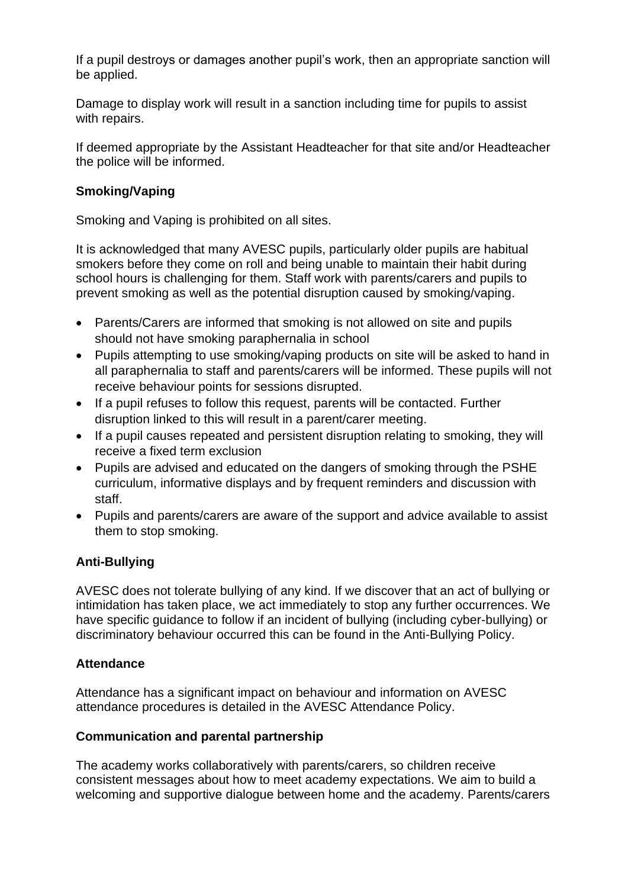If a pupil destroys or damages another pupil's work, then an appropriate sanction will be applied.

Damage to display work will result in a sanction including time for pupils to assist with repairs.

If deemed appropriate by the Assistant Headteacher for that site and/or Headteacher the police will be informed.

**Smoking/Vaping**

Smoking and Vaping is prohibited on all sites.

It is acknowledged that many AVESC pupils, particularly older pupils are habitual smokers before they come on roll and being unable to maintain their habit during school hours is challenging for them. Staff work with parents/carers and pupils to prevent smoking as well as the potential disruption caused by smoking/vaping.

- Parents/Carers are informed that smoking is not allowed on site and pupils should not have smoking paraphernalia in school
- Pupils attempting to use smoking/vaping products on site will be asked to hand in all paraphernalia to staff and parents/carers will be informed. These pupils will not receive behaviour points for sessions disrupted.
- If a pupil refuses to follow this request, parents will be contacted. Further disruption linked to this will result in a parent/carer meeting.
- If a pupil causes repeated and persistent disruption relating to smoking, they will receive a fixed term exclusion
- Pupils are advised and educated on the dangers of smoking through the PSHE curriculum, informative displays and by frequent reminders and discussion with staff.
- Pupils and parents/carers are aware of the support and advice available to assist them to stop smoking.

**Anti-Bullying**

AVESC does not tolerate bullying of any kind. If we discover that an act of bullying or intimidation has taken place, we act immediately to stop any further occurrences. We have specific guidance to follow if an incident of bullying (including cyber-bullying) or discriminatory behaviour occurred this can be found in the Anti-Bullying Policy.

**Attendance**

Attendance has a significant impact on behaviour and information on AVESC attendance procedures is detailed in the AVESC Attendance Policy.

**Communication and parental partnership**

The academy works collaboratively with parents/carers, so children receive consistent messages about how to meet academy expectations. We aim to build a welcoming and supportive dialogue between home and the academy. Parents/carers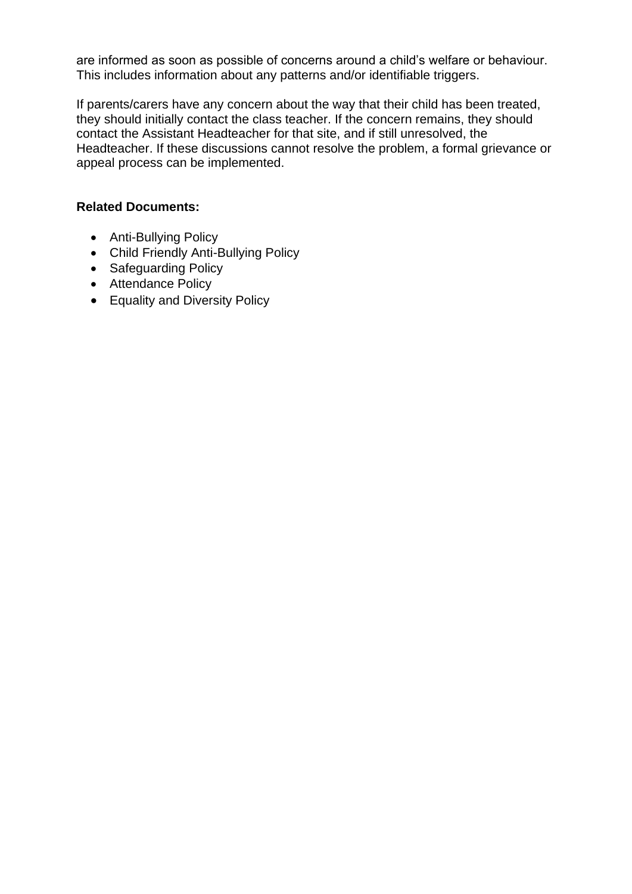are informed as soon as possible of concerns around a child's welfare or behaviour. This includes information about any patterns and/or identifiable triggers.

If parents/carers have any concern about the way that their child has been treated, they should initially contact the class teacher. If the concern remains, they should contact the Assistant Headteacher for that site, and if still unresolved, the Headteacher. If these discussions cannot resolve the problem, a formal grievance or appeal process can be implemented.

**Related Documents:**

- Anti-Bullying Policy
- Child Friendly Anti-Bullying Policy
- Safeguarding Policy
- Attendance Policy
- Equality and Diversity Policy